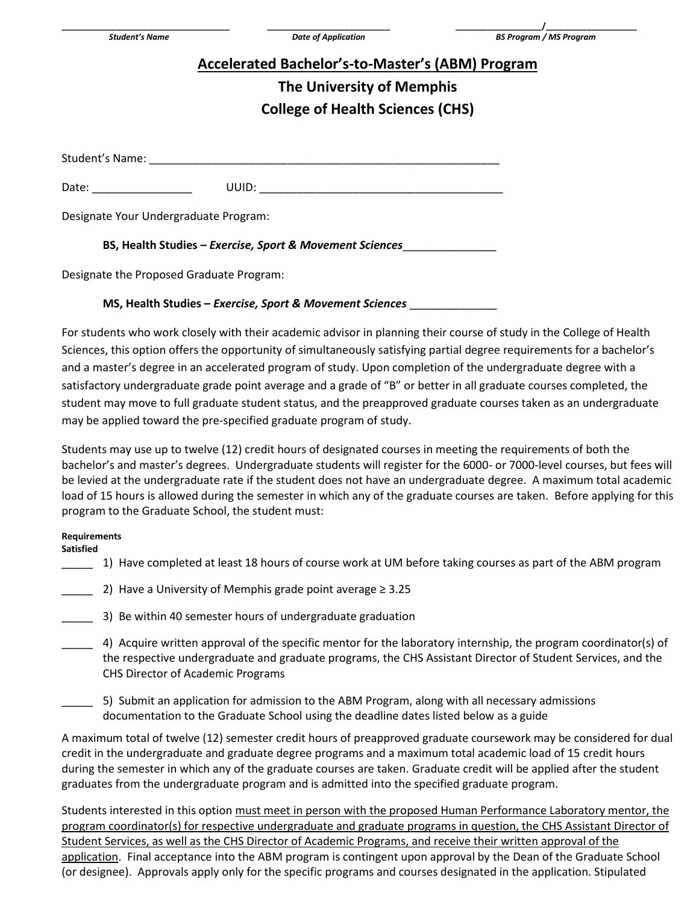_____________________________ Student's Name &nbsp;&nbsp;&nbsp; _____________________ Date of Application &nbsp;&nbsp;&nbsp; _______________/_______________ BS Program / MS Program

# Accelerated Bachelor's-to-Master's (ABM) Program

## The University of Memphis

## College of Health Sciences (CHS)

Student's Name: ___________________________________________________________

Date: ________________ UUID: ________________________________________

Designate Your Undergraduate Program:

**BS, Health Studies –** ***Exercise, Sport & Movement Sciences***_______________

Designate the Proposed Graduate Program:

**MS, Health Studies –** ***Exercise, Sport & Movement Sciences*** ______________

For students who work closely with their academic advisor in planning their course of study in the College of Health Sciences, this option offers the opportunity of simultaneously satisfying partial degree requirements for a bachelor's and a master's degree in an accelerated program of study. Upon completion of the undergraduate degree with a satisfactory undergraduate grade point average and a grade of "B" or better in all graduate courses completed, the student may move to full graduate student status, and the preapproved graduate courses taken as an undergraduate may be applied toward the pre-specified graduate program of study.

Students may use up to twelve (12) credit hours of designated courses in meeting the requirements of both the bachelor's and master's degrees. Undergraduate students will register for the 6000- or 7000-level courses, but fees will be levied at the undergraduate rate if the student does not have an undergraduate degree. A maximum total academic load of 15 hours is allowed during the semester in which any of the graduate courses are taken. Before applying for this program to the Graduate School, the student must:

**Requirements Satisfied**

_____ 1) Have completed at least 18 hours of course work at UM before taking courses as part of the ABM program

_____ 2) Have a University of Memphis grade point average ≥ 3.25

_____ 3) Be within 40 semester hours of undergraduate graduation

_____ 4) Acquire written approval of the specific mentor for the laboratory internship, the program coordinator(s) of the respective undergraduate and graduate programs, the CHS Assistant Director of Student Services, and the CHS Director of Academic Programs

_____ 5) Submit an application for admission to the ABM Program, along with all necessary admissions documentation to the Graduate School using the deadline dates listed below as a guide

A maximum total of twelve (12) semester credit hours of preapproved graduate coursework may be considered for dual credit in the undergraduate and graduate degree programs and a maximum total academic load of 15 credit hours during the semester in which any of the graduate courses are taken. Graduate credit will be applied after the student graduates from the undergraduate program and is admitted into the specified graduate program.

Students interested in this option <u>must meet in person with the proposed Human Performance Laboratory mentor, the program coordinator(s) for respective undergraduate and graduate programs in question, the CHS Assistant Director of Student Services, as well as the CHS Director of Academic Programs, and receive their written approval of the application</u>. Final acceptance into the ABM program is contingent upon approval by the Dean of the Graduate School (or designee). Approvals apply only for the specific programs and courses designated in the application. Stipulated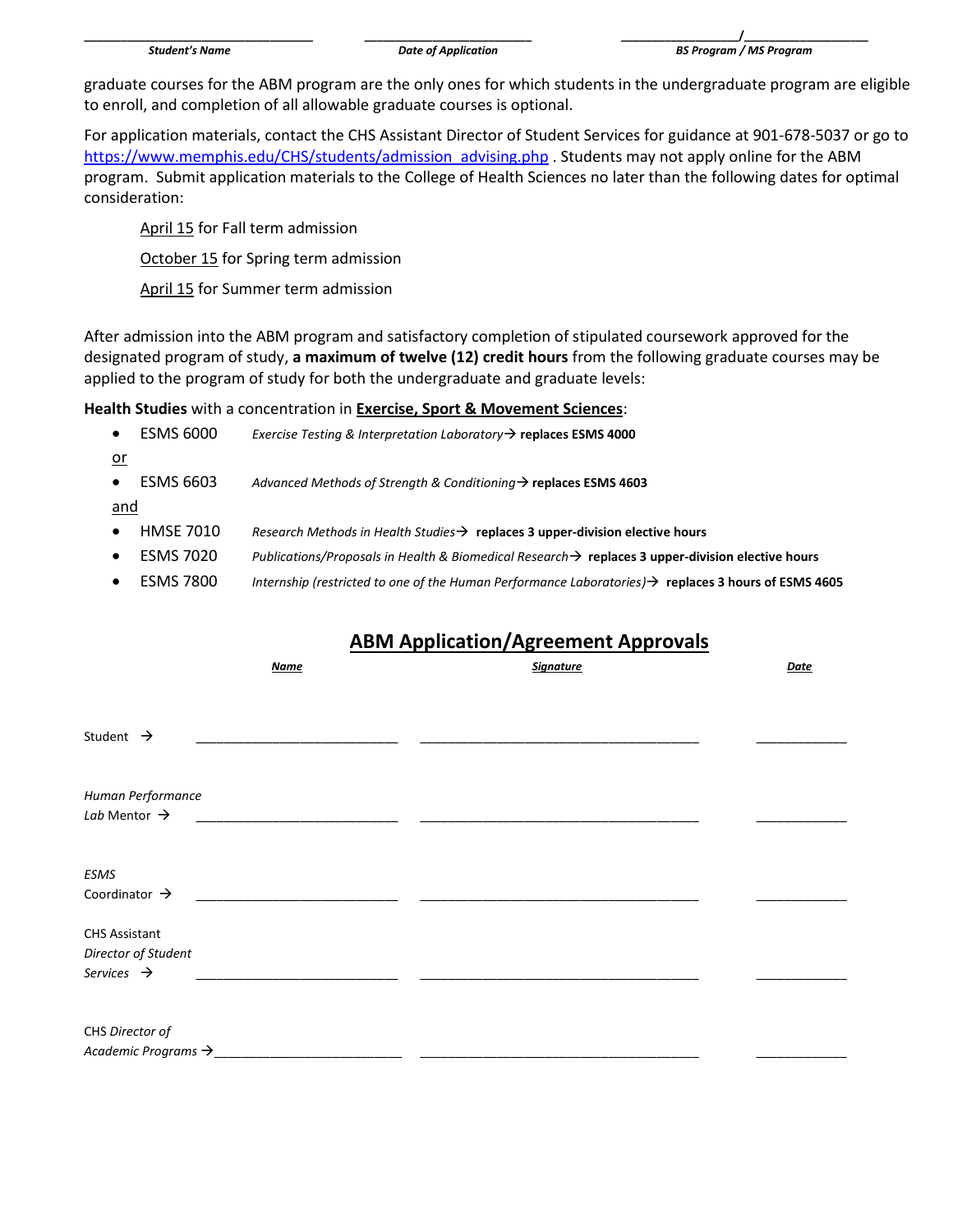\_\_\_\_\_\_\_\_\_\_\_\_\_\_\_\_\_\_\_\_\_\_\_\_\_\_\_\_\_ &nbsp;&nbsp;&nbsp; \_\_\_\_\_\_\_\_\_\_\_\_\_\_\_\_\_\_\_\_\_\_ &nbsp;&nbsp;&nbsp; \_\_\_\_\_\_\_\_\_\_\_\_\_\_\_\_/\_\_\_\_\_\_\_\_\_\_\_\_\_\_\_\_

***Student's Name*** &nbsp;&nbsp;&nbsp; ***Date of Application*** &nbsp;&nbsp;&nbsp; ***BS Program / MS Program***

graduate courses for the ABM program are the only ones for which students in the undergraduate program are eligible to enroll, and completion of all allowable graduate courses is optional.

For application materials, contact the CHS Assistant Director of Student Services for guidance at 901-678-5037 or go to https://www.memphis.edu/CHS/students/admission_advising.php . Students may not apply online for the ABM program. Submit application materials to the College of Health Sciences no later than the following dates for optimal consideration:

> April 15 for Fall term admission
>
> October 15 for Spring term admission
>
> April 15 for Summer term admission

After admission into the ABM program and satisfactory completion of stipulated coursework approved for the designated program of study, **a maximum of twelve (12) credit hours** from the following graduate courses may be applied to the program of study for both the undergraduate and graduate levels:

**Health Studies** with a concentration in **Exercise, Sport & Movement Sciences**:

- ESMS 6000 &nbsp; *Exercise Testing & Interpretation Laboratory*→ **replaces ESMS 4000**

or

- ESMS 6603 &nbsp; *Advanced Methods of Strength & Conditioning*→ **replaces ESMS 4603**

and

- HMSE 7010 &nbsp; *Research Methods in Health Studies*→ **replaces 3 upper-division elective hours**
- ESMS 7020 &nbsp; *Publications/Proposals in Health & Biomedical Research*→ **replaces 3 upper-division elective hours**
- ESMS 7800 &nbsp; *Internship (restricted to one of the Human Performance Laboratories)*→ **replaces 3 hours of ESMS 4605**

## ABM Application/Agreement Approvals

| | ***Name*** | ***Signature*** | ***Date*** |
|---|---|---|---|
| Student → | \_\_\_\_\_\_\_\_\_\_\_\_\_\_\_\_\_\_\_\_ | \_\_\_\_\_\_\_\_\_\_\_\_\_\_\_\_\_\_\_\_\_\_\_\_\_\_\_\_ | \_\_\_\_\_\_\_\_\_\_ |
| *Human Performance Lab* Mentor → | \_\_\_\_\_\_\_\_\_\_\_\_\_\_\_\_\_\_\_\_ | \_\_\_\_\_\_\_\_\_\_\_\_\_\_\_\_\_\_\_\_\_\_\_\_\_\_\_\_ | \_\_\_\_\_\_\_\_\_\_ |
| *ESMS* Coordinator → | \_\_\_\_\_\_\_\_\_\_\_\_\_\_\_\_\_\_\_\_ | \_\_\_\_\_\_\_\_\_\_\_\_\_\_\_\_\_\_\_\_\_\_\_\_\_\_\_\_ | \_\_\_\_\_\_\_\_\_\_ |
| CHS Assistant *Director of Student Services* → | \_\_\_\_\_\_\_\_\_\_\_\_\_\_\_\_\_\_\_\_ | \_\_\_\_\_\_\_\_\_\_\_\_\_\_\_\_\_\_\_\_\_\_\_\_\_\_\_\_ | \_\_\_\_\_\_\_\_\_\_ |
| CHS *Director of Academic Programs* → | \_\_\_\_\_\_\_\_\_\_\_\_\_\_\_\_\_\_\_\_ | \_\_\_\_\_\_\_\_\_\_\_\_\_\_\_\_\_\_\_\_\_\_\_\_\_\_\_\_ | \_\_\_\_\_\_\_\_\_\_ |